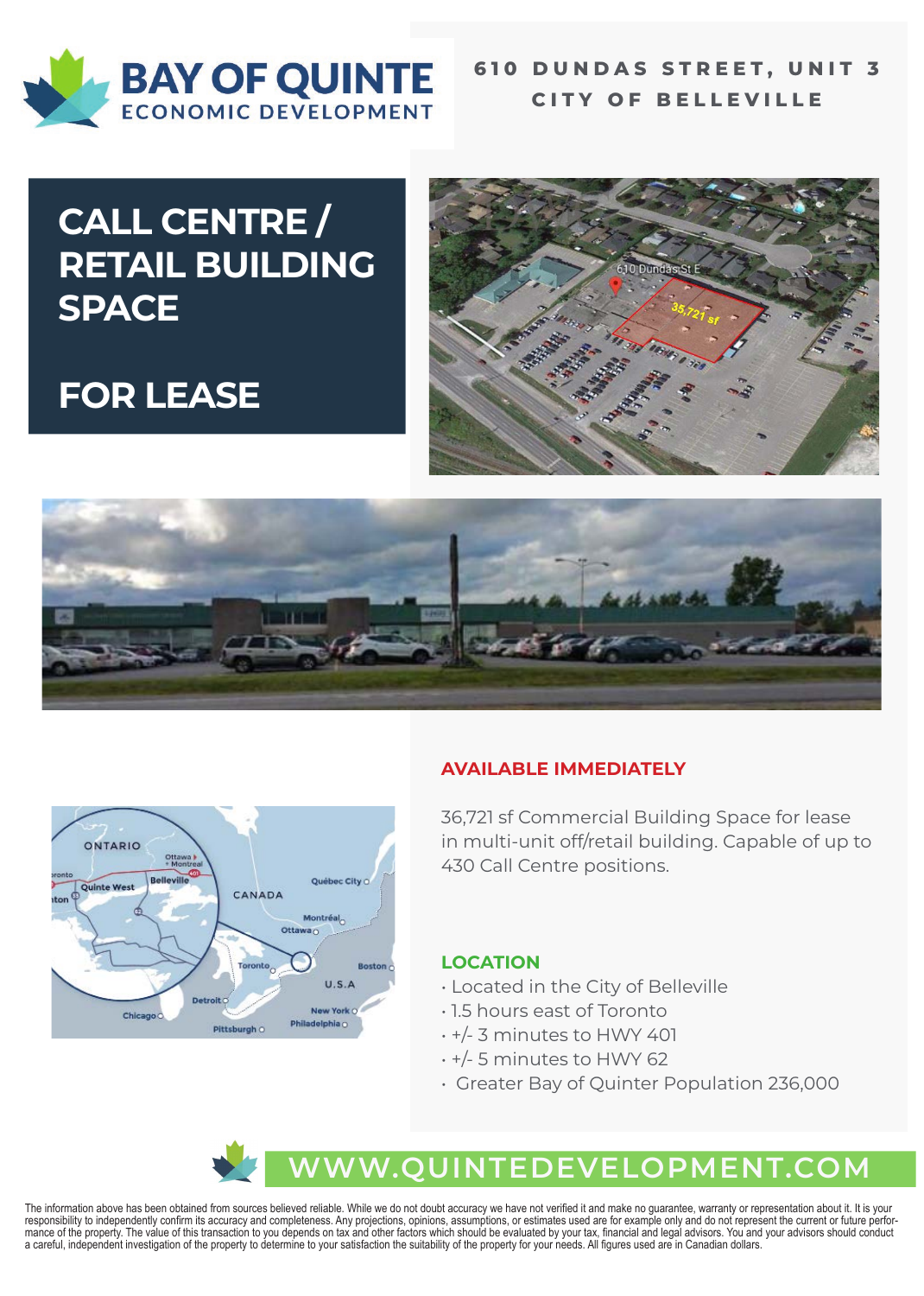BAY OF QUINTE
ECONOMIC DEVELOPMENT

610 DUNDAS STREET, UNIT 3
CITY OF BELLEVILLE

# CALL CENTRE / RETAIL BUILDING SPACE

# FOR LEASE

## AVAILABLE IMMEDIATELY

36,721 sf Commercial Building Space for lease in multi-unit off/retail building. Capable of up to 430 Call Centre positions.

## LOCATION

- Located in the City of Belleville
- 1.5 hours east of Toronto
- +/- 3 minutes to HWY 401
- +/- 5 minutes to HWY 62
- Greater Bay of Quinter Population 236,000

WWW.QUINTEDEVELOPMENT.COM

The information above has been obtained from sources believed reliable. While we do not doubt accuracy we have not verified it and make no guarantee, warranty or representation about it. It is your responsibility to independently confirm its accuracy and completeness. Any projections, opinions, assumptions, or estimates used are for example only and do not represent the current or future performance of the property. The value of this transaction to you depends on tax and other factors which should be evaluated by your tax, financial and legal advisors. You and your advisors should conduct a careful, independent investigation of the property to determine to your satisfaction the suitability of the property for your needs. All figures used are in Canadian dollars.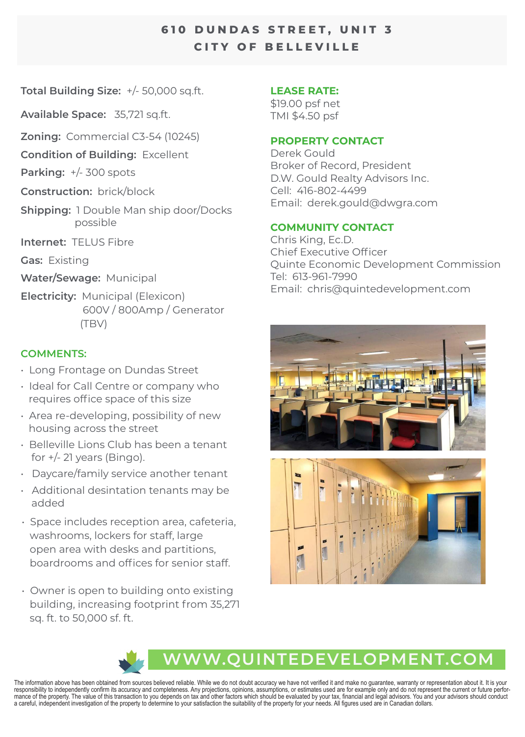# 610 DUNDAS STREET, UNIT 3
# CITY OF BELLEVILLE

**Total Building Size:** +/- 50,000 sq.ft.

**Available Space:** 35,721 sq.ft.

**Zoning:** Commercial C3-54 (10245)

**Condition of Building:** Excellent

**Parking:** +/- 300 spots

**Construction:** brick/block

**Shipping:** 1 Double Man ship door/Docks possible

**Internet:** TELUS Fibre

**Gas:** Existing

**Water/Sewage:** Municipal

**Electricity:** Municipal (Elexicon) 600V / 800Amp / Generator (TBV)

## COMMENTS:

- Long Frontage on Dundas Street
- Ideal for Call Centre or company who requires office space of this size
- Area re-developing, possibility of new housing across the street
- Belleville Lions Club has been a tenant for +/- 21 years (Bingo).
- Daycare/family service another tenant
- Additional desintation tenants may be added
- Space includes reception area, cafeteria, washrooms, lockers for staff, large open area with desks and partitions, boardrooms and offices for senior staff.
- Owner is open to building onto existing building, increasing footprint from 35,271 sq. ft. to 50,000 sf. ft.

## LEASE RATE:

$19.00 psf net
TMI $4.50 psf

## PROPERTY CONTACT

Derek Gould
Broker of Record, President
D.W. Gould Realty Advisors Inc.
Cell: 416-802-4499
Email: derek.gould@dwgra.com

## COMMUNITY CONTACT

Chris King, Ec.D.
Chief Executive Officer
Quinte Economic Development Commission
Tel: 613-961-7990
Email: chris@quintedevelopment.com

WWW.QUINTEDEVELOPMENT.COM

The information above has been obtained from sources believed reliable. While we do not doubt accuracy we have not verified it and make no guarantee, warranty or representation about it. It is your responsibility to independently confirm its accuracy and completeness. Any projections, opinions, assumptions, or estimates used are for example only and do not represent the current or future performance of the property. The value of this transaction to you depends on tax and other factors which should be evaluated by your tax, financial and legal advisors. You and your advisors should conduct a careful, independent investigation of the property to determine to your satisfaction the suitability of the property for your needs. All figures used are in Canadian dollars.